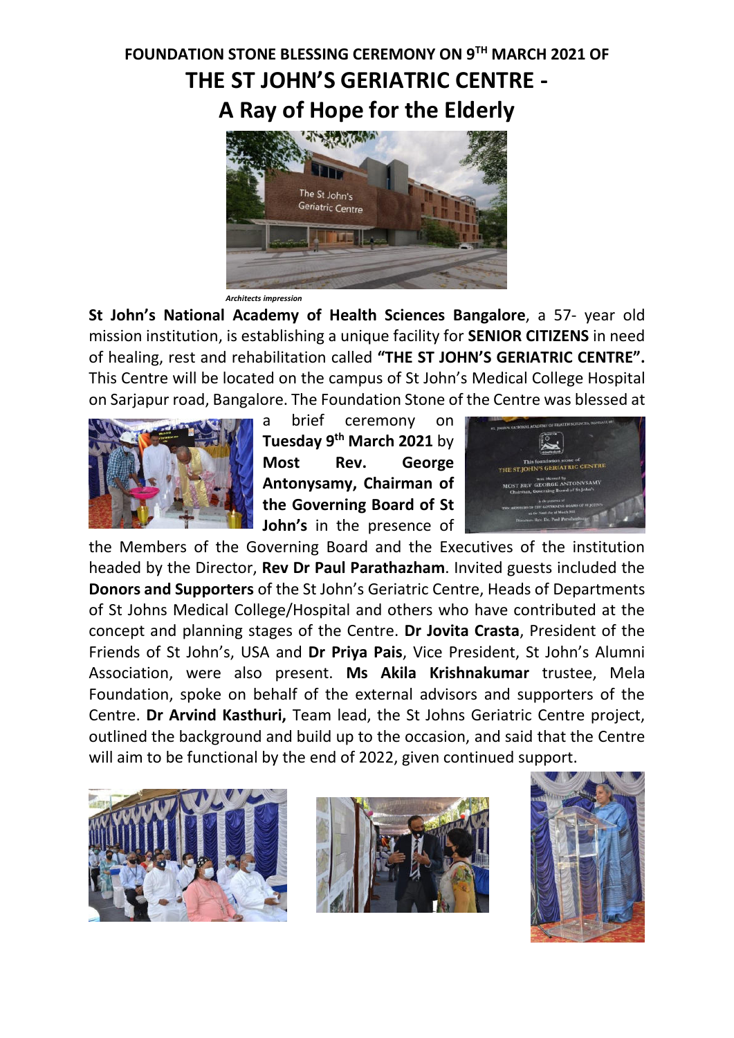# FOUNDATION STONE BLESSING CEREMONY ON 9TH MARCH 2021 OF THE ST JOHN'S GERIATRIC CENTRE - A Ray of Hope for the Elderly

*Architects impression*

**St John's National Academy of Health Sciences Bangalore**, a 57- year old mission institution, is establishing a unique facility for **SENIOR CITIZENS** in need of healing, rest and rehabilitation called **"THE ST JOHN'S GERIATRIC CENTRE".** This Centre will be located on the campus of St John's Medical College Hospital on Sarjapur road, Bangalore. The Foundation Stone of the Centre was blessed at a brief ceremony on **Tuesday 9th March 2021** by **Most Rev. George Antonysamy, Chairman of the Governing Board of St John's** in the presence of the Members of the Governing Board and the Executives of the institution headed by the Director, **Rev Dr Paul Parathazham**. Invited guests included the **Donors and Supporters** of the St John's Geriatric Centre, Heads of Departments of St Johns Medical College/Hospital and others who have contributed at the concept and planning stages of the Centre. **Dr Jovita Crasta**, President of the Friends of St John's, USA and **Dr Priya Pais**, Vice President, St John's Alumni Association, were also present. **Ms Akila Krishnakumar** trustee, Mela Foundation, spoke on behalf of the external advisors and supporters of the Centre. **Dr Arvind Kasthuri,** Team lead, the St Johns Geriatric Centre project, outlined the background and build up to the occasion, and said that the Centre will aim to be functional by the end of 2022, given continued support.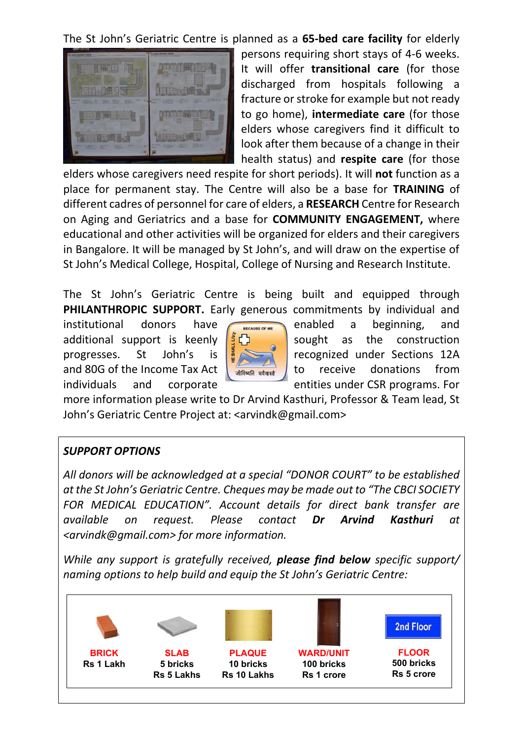The St John's Geriatric Centre is planned as a **65-bed care facility** for elderly persons requiring short stays of 4-6 weeks. It will offer **transitional care** (for those discharged from hospitals following a fracture or stroke for example but not ready to go home), **intermediate care** (for those elders whose caregivers find it difficult to look after them because of a change in their health status) and **respite care** (for those elders whose caregivers need respite for short periods). It will **not** function as a place for permanent stay. The Centre will also be a base for **TRAINING** of different cadres of personnel for care of elders, a **RESEARCH** Centre for Research on Aging and Geriatrics and a base for **COMMUNITY ENGAGEMENT,** where educational and other activities will be organized for elders and their caregivers in Bangalore. It will be managed by St John's, and will draw on the expertise of St John's Medical College, Hospital, College of Nursing and Research Institute.

The St John's Geriatric Centre is being built and equipped through **PHILANTHROPIC SUPPORT.** Early generous commitments by individual and institutional donors have enabled a beginning, and additional support is keenly sought as the construction progresses. St John's is recognized under Sections 12A and 80G of the Income Tax Act to receive donations from individuals and corporate entities under CSR programs. For more information please write to Dr Arvind Kasthuri, Professor & Team lead, St John's Geriatric Centre Project at: <arvindk@gmail.com>

***SUPPORT OPTIONS***

*All donors will be acknowledged at a special "DONOR COURT" to be established at the St John's Geriatric Centre. Cheques may be made out to "The CBCI SOCIETY FOR MEDICAL EDUCATION". Account details for direct bank transfer are available on request. Please contact* ***Dr Arvind Kasthuri*** *at <arvindk@gmail.com> for more information.*

*While any support is gratefully received,* ***please find below*** *specific support/ naming options to help build and equip the St John's Geriatric Centre:*

| BRICK | SLAB | PLAQUE | WARD/UNIT | FLOOR |
|---|---|---|---|---|
| | 5 bricks | 10 bricks | 100 bricks | 500 bricks |
| Rs 1 Lakh | Rs 5 Lakhs | Rs 10 Lakhs | Rs 1 crore | Rs 5 crore |